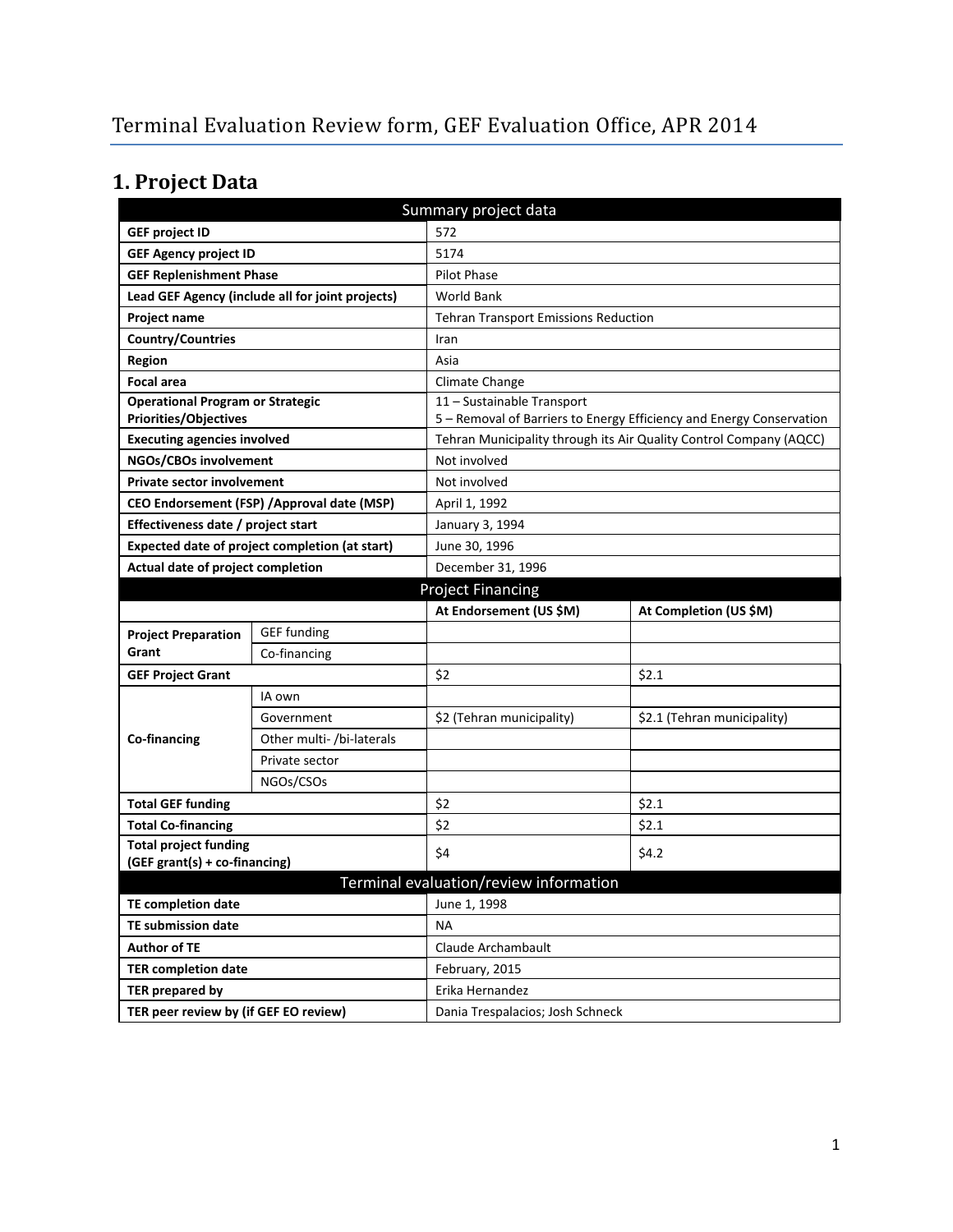# Terminal Evaluation Review form, GEF Evaluation Office, APR 2014

## 1. Project Data

| Summary project data | | | |
|---|---|---|---|
| **GEF project ID** | | 572 | |
| **GEF Agency project ID** | | 5174 | |
| **GEF Replenishment Phase** | | Pilot Phase | |
| **Lead GEF Agency (include all for joint projects)** | | World Bank | |
| **Project name** | | Tehran Transport Emissions Reduction | |
| **Country/Countries** | | Iran | |
| **Region** | | Asia | |
| **Focal area** | | Climate Change | |
| **Operational Program or Strategic Priorities/Objectives** | | 11 – Sustainable Transport<br>5 – Removal of Barriers to Energy Efficiency and Energy Conservation | |
| **Executing agencies involved** | | Tehran Municipality through its Air Quality Control Company (AQCC) | |
| **NGOs/CBOs involvement** | | Not involved | |
| **Private sector involvement** | | Not involved | |
| **CEO Endorsement (FSP) /Approval date (MSP)** | | April 1, 1992 | |
| **Effectiveness date / project start** | | January 3, 1994 | |
| **Expected date of project completion (at start)** | | June 30, 1996 | |
| **Actual date of project completion** | | December 31, 1996 | |
| **Project Financing** | | | |
| | | **At Endorsement (US $M)** | **At Completion (US $M)** |
| **Project Preparation Grant** | GEF funding | | |
| | Co-financing | | |
| **GEF Project Grant** | | $2 | $2.1 |
| **Co-financing** | IA own | | |
| | Government | $2 (Tehran municipality) | $2.1 (Tehran municipality) |
| | Other multi- /bi-laterals | | |
| | Private sector | | |
| | NGOs/CSOs | | |
| **Total GEF funding** | | $2 | $2.1 |
| **Total Co-financing** | | $2 | $2.1 |
| **Total project funding (GEF grant(s) + co-financing)** | | $4 | $4.2 |
| **Terminal evaluation/review information** | | | |
| **TE completion date** | | June 1, 1998 | |
| **TE submission date** | | NA | |
| **Author of TE** | | Claude Archambault | |
| **TER completion date** | | February, 2015 | |
| **TER prepared by** | | Erika Hernandez | |
| **TER peer review by (if GEF EO review)** | | Dania Trespalacios; Josh Schneck | |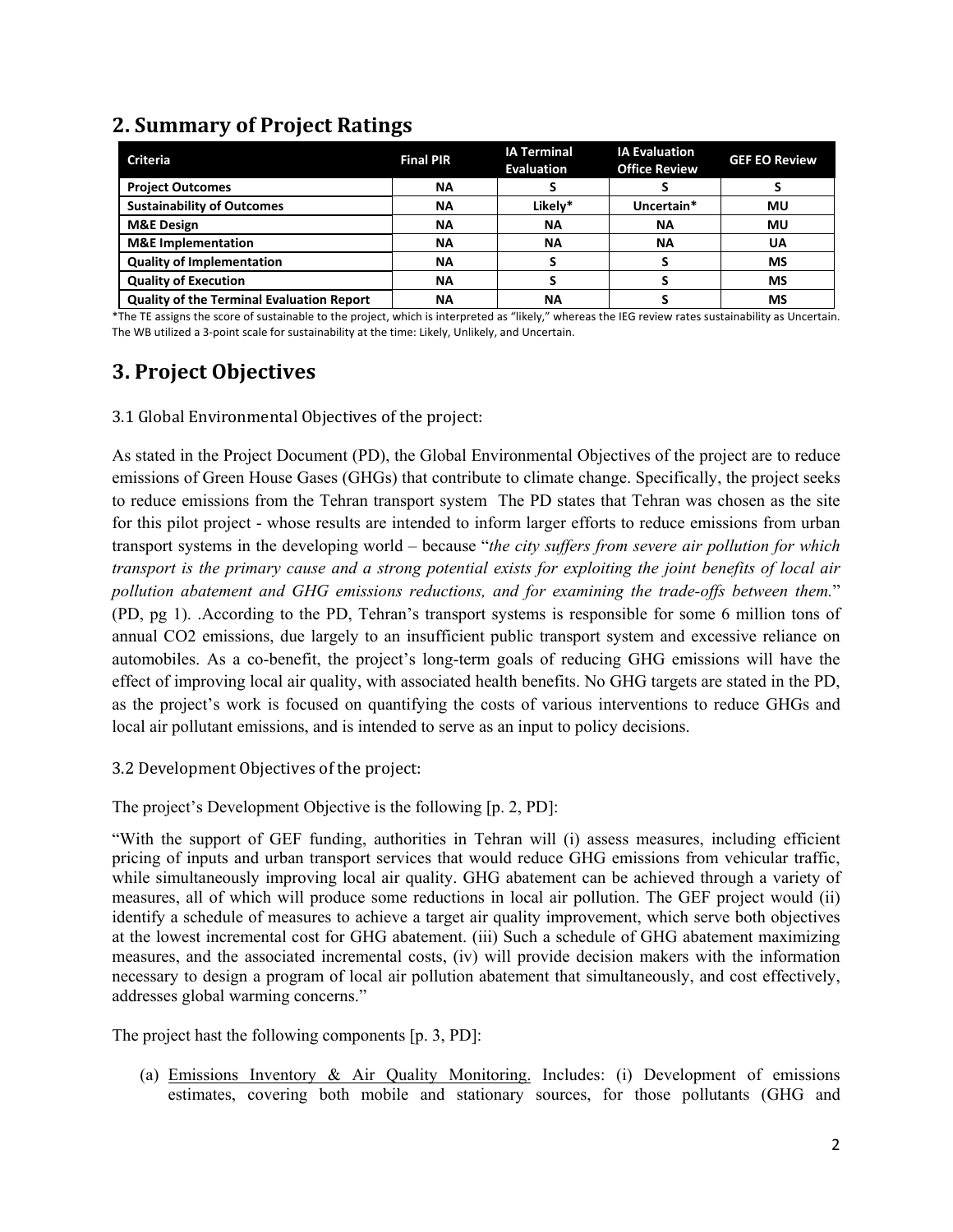## 2. Summary of Project Ratings

| Criteria | Final PIR | IA Terminal Evaluation | IA Evaluation Office Review | GEF EO Review |
|---|---|---|---|---|
| **Project Outcomes** | **NA** | **S** | **S** | **S** |
| **Sustainability of Outcomes** | **NA** | **Likely*** | **Uncertain*** | **MU** |
| **M&E Design** | **NA** | **NA** | **NA** | **MU** |
| **M&E Implementation** | **NA** | **NA** | **NA** | **UA** |
| **Quality of Implementation** | **NA** | **S** | **S** | **MS** |
| **Quality of Execution** | **NA** | **S** | **S** | **MS** |
| **Quality of the Terminal Evaluation Report** | **NA** | **NA** | **S** | **MS** |

*The TE assigns the score of sustainable to the project, which is interpreted as "likely," whereas the IEG review rates sustainability as Uncertain. The WB utilized a 3-point scale for sustainability at the time: Likely, Unlikely, and Uncertain.

## 3. Project Objectives

### 3.1 Global Environmental Objectives of the project:

As stated in the Project Document (PD), the Global Environmental Objectives of the project are to reduce emissions of Green House Gases (GHGs) that contribute to climate change. Specifically, the project seeks to reduce emissions from the Tehran transport system The PD states that Tehran was chosen as the site for this pilot project - whose results are intended to inform larger efforts to reduce emissions from urban transport systems in the developing world – because "*the city suffers from severe air pollution for which transport is the primary cause and a strong potential exists for exploiting the joint benefits of local air pollution abatement and GHG emissions reductions, and for examining the trade-offs between them.*" (PD, pg 1). .According to the PD, Tehran's transport systems is responsible for some 6 million tons of annual CO2 emissions, due largely to an insufficient public transport system and excessive reliance on automobiles. As a co-benefit, the project's long-term goals of reducing GHG emissions will have the effect of improving local air quality, with associated health benefits. No GHG targets are stated in the PD, as the project's work is focused on quantifying the costs of various interventions to reduce GHGs and local air pollutant emissions, and is intended to serve as an input to policy decisions.

### 3.2 Development Objectives of the project:

The project's Development Objective is the following [p. 2, PD]:

"With the support of GEF funding, authorities in Tehran will (i) assess measures, including efficient pricing of inputs and urban transport services that would reduce GHG emissions from vehicular traffic, while simultaneously improving local air quality. GHG abatement can be achieved through a variety of measures, all of which will produce some reductions in local air pollution. The GEF project would (ii) identify a schedule of measures to achieve a target air quality improvement, which serve both objectives at the lowest incremental cost for GHG abatement. (iii) Such a schedule of GHG abatement maximizing measures, and the associated incremental costs, (iv) will provide decision makers with the information necessary to design a program of local air pollution abatement that simultaneously, and cost effectively, addresses global warming concerns."

The project hast the following components [p. 3, PD]:

(a) <u>Emissions Inventory & Air Quality Monitoring.</u> Includes: (i) Development of emissions estimates, covering both mobile and stationary sources, for those pollutants (GHG and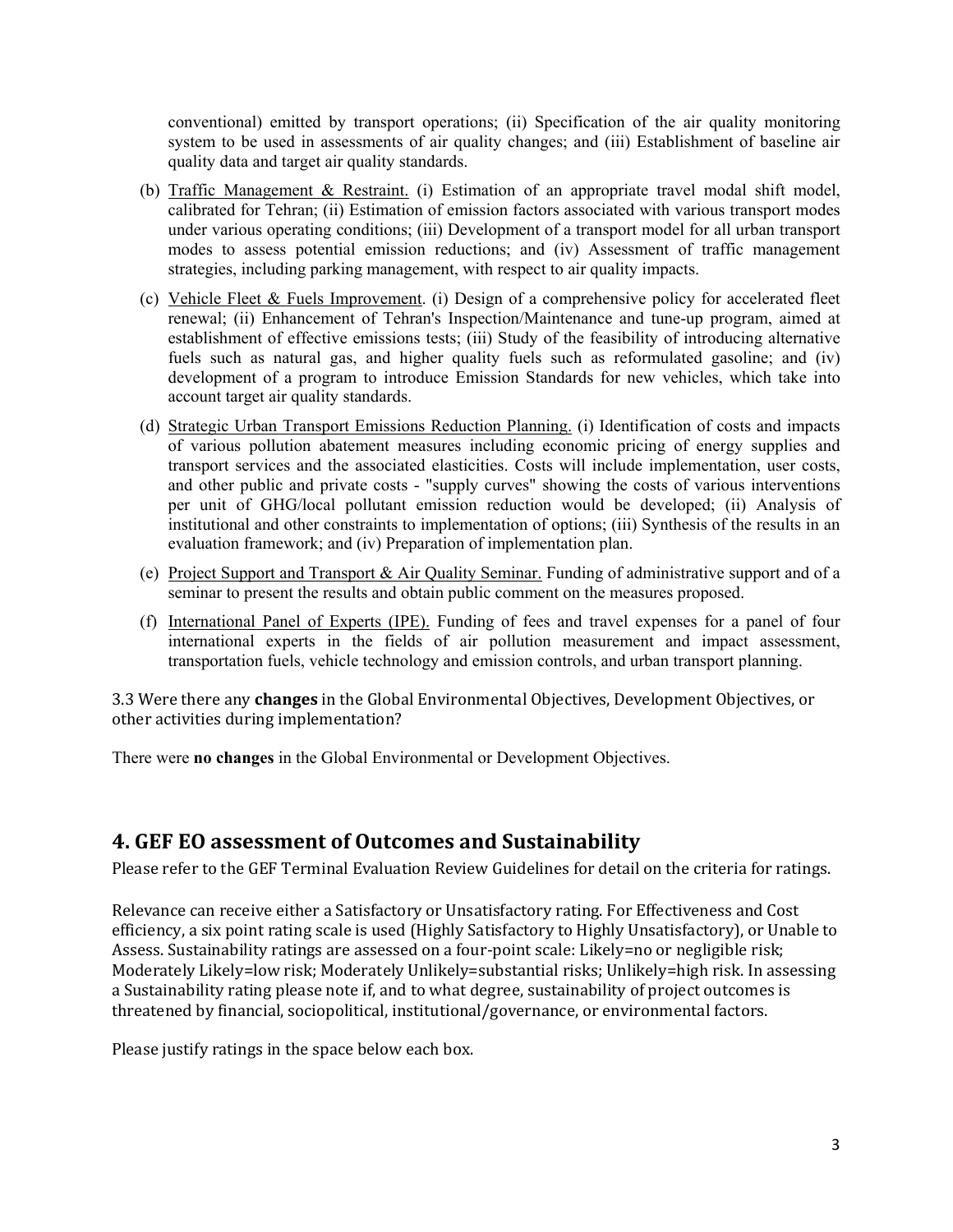conventional) emitted by transport operations; (ii) Specification of the air quality monitoring system to be used in assessments of air quality changes; and (iii) Establishment of baseline air quality data and target air quality standards.

(b) Traffic Management & Restraint. (i) Estimation of an appropriate travel modal shift model, calibrated for Tehran; (ii) Estimation of emission factors associated with various transport modes under various operating conditions; (iii) Development of a transport model for all urban transport modes to assess potential emission reductions; and (iv) Assessment of traffic management strategies, including parking management, with respect to air quality impacts.

(c) Vehicle Fleet & Fuels Improvement. (i) Design of a comprehensive policy for accelerated fleet renewal; (ii) Enhancement of Tehran's Inspection/Maintenance and tune-up program, aimed at establishment of effective emissions tests; (iii) Study of the feasibility of introducing alternative fuels such as natural gas, and higher quality fuels such as reformulated gasoline; and (iv) development of a program to introduce Emission Standards for new vehicles, which take into account target air quality standards.

(d) Strategic Urban Transport Emissions Reduction Planning. (i) Identification of costs and impacts of various pollution abatement measures including economic pricing of energy supplies and transport services and the associated elasticities. Costs will include implementation, user costs, and other public and private costs - "supply curves" showing the costs of various interventions per unit of GHG/local pollutant emission reduction would be developed; (ii) Analysis of institutional and other constraints to implementation of options; (iii) Synthesis of the results in an evaluation framework; and (iv) Preparation of implementation plan.

(e) Project Support and Transport & Air Quality Seminar. Funding of administrative support and of a seminar to present the results and obtain public comment on the measures proposed.

(f) International Panel of Experts (IPE). Funding of fees and travel expenses for a panel of four international experts in the fields of air pollution measurement and impact assessment, transportation fuels, vehicle technology and emission controls, and urban transport planning.

3.3 Were there any **changes** in the Global Environmental Objectives, Development Objectives, or other activities during implementation?

There were **no changes** in the Global Environmental or Development Objectives.

## 4. GEF EO assessment of Outcomes and Sustainability

Please refer to the GEF Terminal Evaluation Review Guidelines for detail on the criteria for ratings.

Relevance can receive either a Satisfactory or Unsatisfactory rating. For Effectiveness and Cost efficiency, a six point rating scale is used (Highly Satisfactory to Highly Unsatisfactory), or Unable to Assess. Sustainability ratings are assessed on a four-point scale: Likely=no or negligible risk; Moderately Likely=low risk; Moderately Unlikely=substantial risks; Unlikely=high risk. In assessing a Sustainability rating please note if, and to what degree, sustainability of project outcomes is threatened by financial, sociopolitical, institutional/governance, or environmental factors.

Please justify ratings in the space below each box.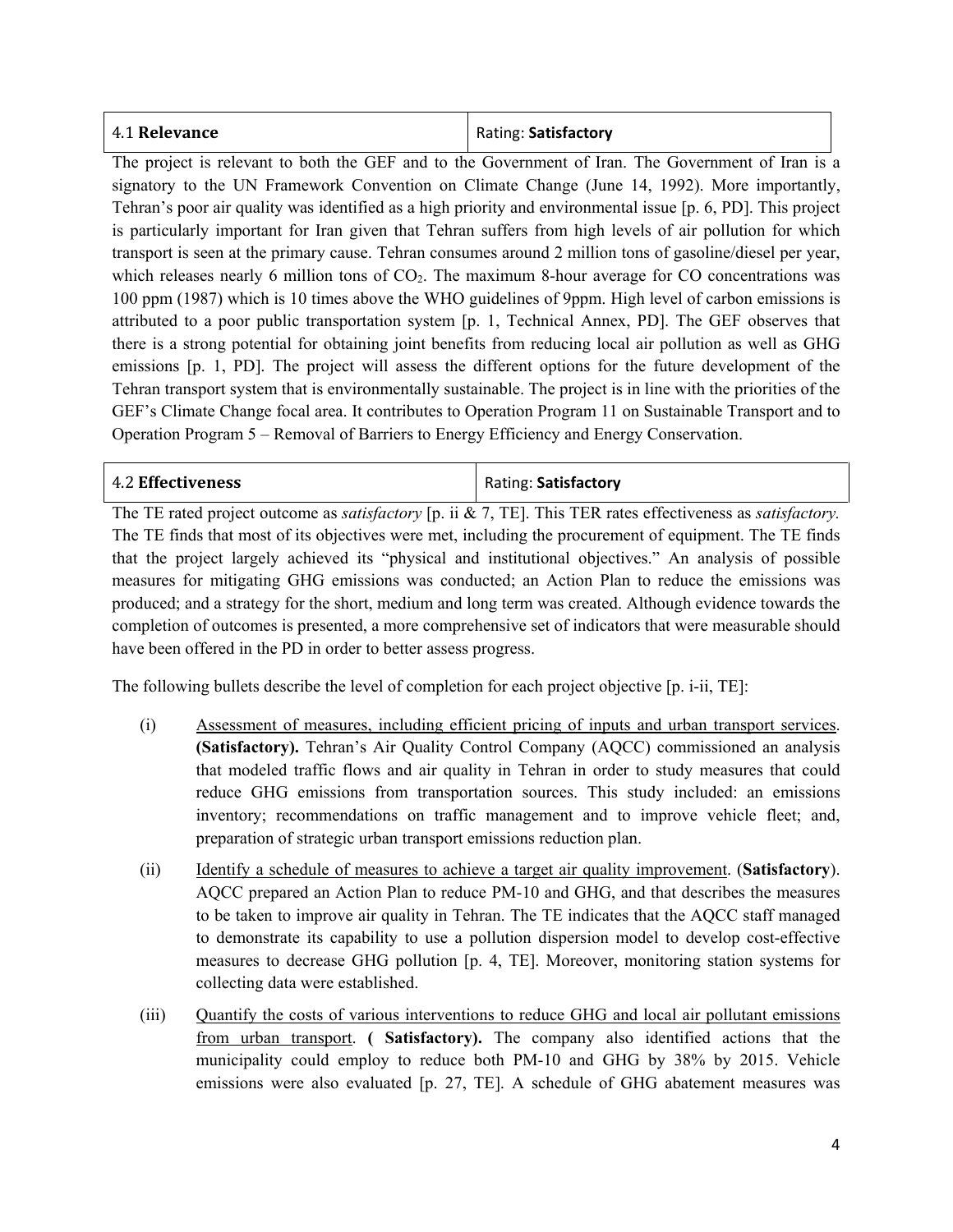| 4.1 **Relevance** | Rating: **Satisfactory** |
|---|---|

The project is relevant to both the GEF and to the Government of Iran. The Government of Iran is a signatory to the UN Framework Convention on Climate Change (June 14, 1992). More importantly, Tehran's poor air quality was identified as a high priority and environmental issue [p. 6, PD]. This project is particularly important for Iran given that Tehran suffers from high levels of air pollution for which transport is seen at the primary cause. Tehran consumes around 2 million tons of gasoline/diesel per year, which releases nearly 6 million tons of $CO_2$. The maximum 8-hour average for CO concentrations was 100 ppm (1987) which is 10 times above the WHO guidelines of 9ppm. High level of carbon emissions is attributed to a poor public transportation system [p. 1, Technical Annex, PD]. The GEF observes that there is a strong potential for obtaining joint benefits from reducing local air pollution as well as GHG emissions [p. 1, PD]. The project will assess the different options for the future development of the Tehran transport system that is environmentally sustainable. The project is in line with the priorities of the GEF's Climate Change focal area. It contributes to Operation Program 11 on Sustainable Transport and to Operation Program 5 – Removal of Barriers to Energy Efficiency and Energy Conservation.

| 4.2 **Effectiveness** | Rating: **Satisfactory** |
|---|---|

The TE rated project outcome as *satisfactory* [p. ii & 7, TE]. This TER rates effectiveness as *satisfactory.* The TE finds that most of its objectives were met, including the procurement of equipment. The TE finds that the project largely achieved its "physical and institutional objectives." An analysis of possible measures for mitigating GHG emissions was conducted; an Action Plan to reduce the emissions was produced; and a strategy for the short, medium and long term was created. Although evidence towards the completion of outcomes is presented, a more comprehensive set of indicators that were measurable should have been offered in the PD in order to better assess progress.

The following bullets describe the level of completion for each project objective [p. i-ii, TE]:

(i) <u>Assessment of measures, including efficient pricing of inputs and urban transport services</u>. **(Satisfactory).** Tehran's Air Quality Control Company (AQCC) commissioned an analysis that modeled traffic flows and air quality in Tehran in order to study measures that could reduce GHG emissions from transportation sources. This study included: an emissions inventory; recommendations on traffic management and to improve vehicle fleet; and, preparation of strategic urban transport emissions reduction plan.

(ii) <u>Identify a schedule of measures to achieve a target air quality improvement</u>. (**Satisfactory**). AQCC prepared an Action Plan to reduce PM-10 and GHG, and that describes the measures to be taken to improve air quality in Tehran. The TE indicates that the AQCC staff managed to demonstrate its capability to use a pollution dispersion model to develop cost-effective measures to decrease GHG pollution [p. 4, TE]. Moreover, monitoring station systems for collecting data were established.

(iii) <u>Quantify the costs of various interventions to reduce GHG and local air pollutant emissions from urban transport</u>. **( Satisfactory).** The company also identified actions that the municipality could employ to reduce both PM-10 and GHG by 38% by 2015. Vehicle emissions were also evaluated [p. 27, TE]. A schedule of GHG abatement measures was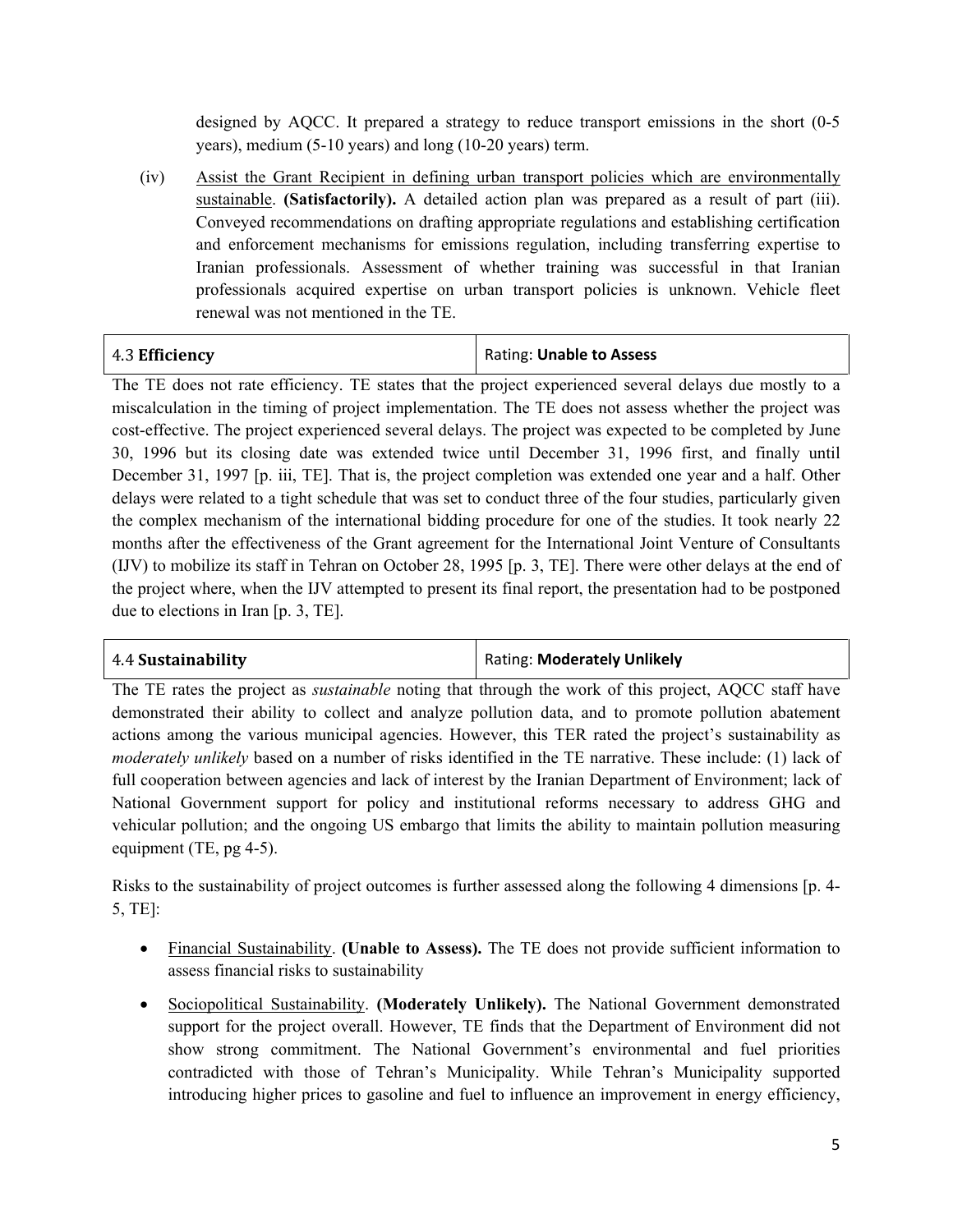designed by AQCC. It prepared a strategy to reduce transport emissions in the short (0-5 years), medium (5-10 years) and long (10-20 years) term.

(iv) Assist the Grant Recipient in defining urban transport policies which are environmentally sustainable. **(Satisfactorily).** A detailed action plan was prepared as a result of part (iii). Conveyed recommendations on drafting appropriate regulations and establishing certification and enforcement mechanisms for emissions regulation, including transferring expertise to Iranian professionals. Assessment of whether training was successful in that Iranian professionals acquired expertise on urban transport policies is unknown. Vehicle fleet renewal was not mentioned in the TE.

| 4.3 **Efficiency** | Rating: **Unable to Assess** |
|---|---|

The TE does not rate efficiency. TE states that the project experienced several delays due mostly to a miscalculation in the timing of project implementation. The TE does not assess whether the project was cost-effective. The project experienced several delays. The project was expected to be completed by June 30, 1996 but its closing date was extended twice until December 31, 1996 first, and finally until December 31, 1997 [p. iii, TE]. That is, the project completion was extended one year and a half. Other delays were related to a tight schedule that was set to conduct three of the four studies, particularly given the complex mechanism of the international bidding procedure for one of the studies. It took nearly 22 months after the effectiveness of the Grant agreement for the International Joint Venture of Consultants (IJV) to mobilize its staff in Tehran on October 28, 1995 [p. 3, TE]. There were other delays at the end of the project where, when the IJV attempted to present its final report, the presentation had to be postponed due to elections in Iran [p. 3, TE].

| 4.4 **Sustainability** | Rating: **Moderately Unlikely** |
|---|---|

The TE rates the project as *sustainable* noting that through the work of this project, AQCC staff have demonstrated their ability to collect and analyze pollution data, and to promote pollution abatement actions among the various municipal agencies. However, this TER rated the project's sustainability as *moderately unlikely* based on a number of risks identified in the TE narrative. These include: (1) lack of full cooperation between agencies and lack of interest by the Iranian Department of Environment; lack of National Government support for policy and institutional reforms necessary to address GHG and vehicular pollution; and the ongoing US embargo that limits the ability to maintain pollution measuring equipment (TE, pg 4-5).

Risks to the sustainability of project outcomes is further assessed along the following 4 dimensions [p. 4-5, TE]:

- Financial Sustainability. **(Unable to Assess).** The TE does not provide sufficient information to assess financial risks to sustainability
- Sociopolitical Sustainability. **(Moderately Unlikely).** The National Government demonstrated support for the project overall. However, TE finds that the Department of Environment did not show strong commitment. The National Government's environmental and fuel priorities contradicted with those of Tehran's Municipality. While Tehran's Municipality supported introducing higher prices to gasoline and fuel to influence an improvement in energy efficiency,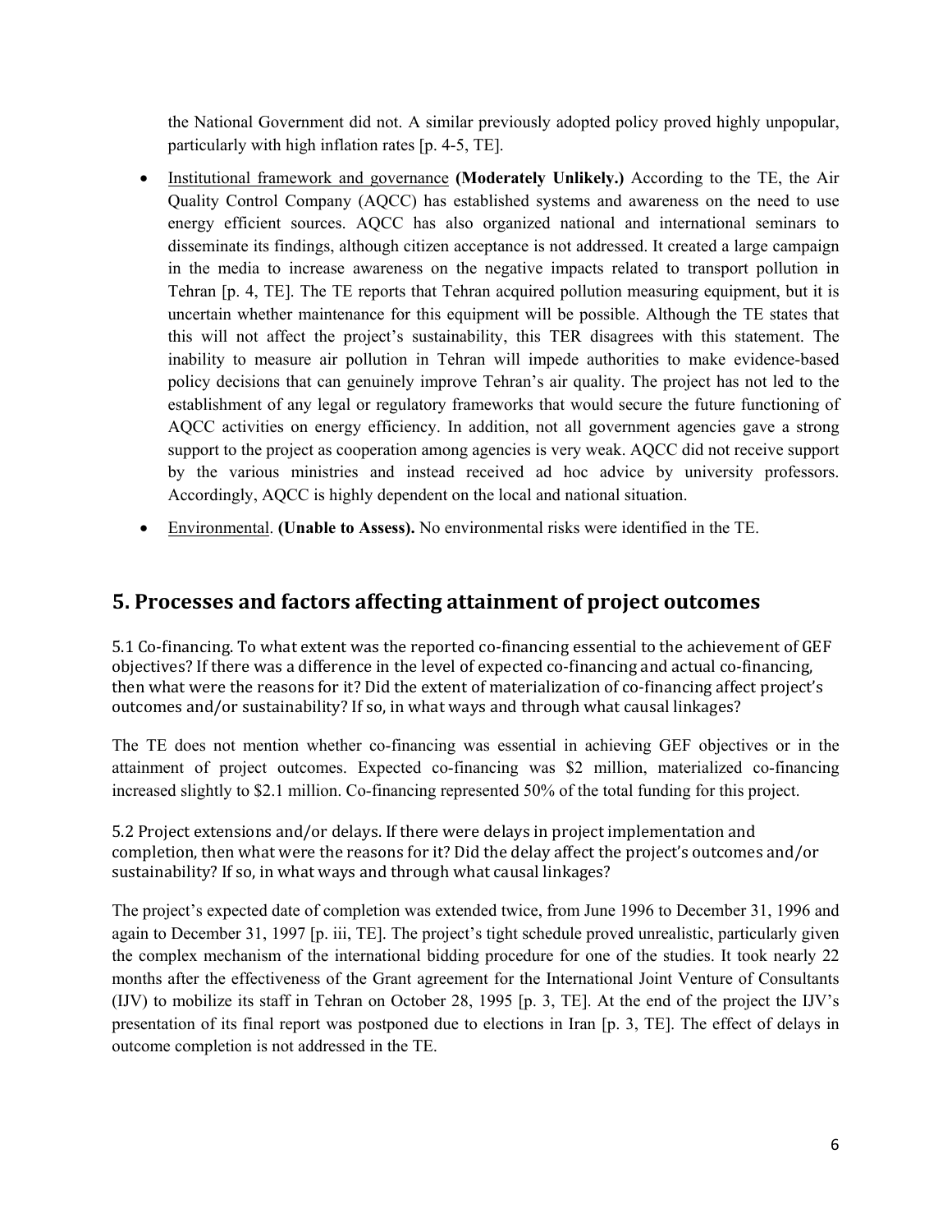the National Government did not. A similar previously adopted policy proved highly unpopular, particularly with high inflation rates [p. 4-5, TE].

- Institutional framework and governance **(Moderately Unlikely.)** According to the TE, the Air Quality Control Company (AQCC) has established systems and awareness on the need to use energy efficient sources. AQCC has also organized national and international seminars to disseminate its findings, although citizen acceptance is not addressed. It created a large campaign in the media to increase awareness on the negative impacts related to transport pollution in Tehran [p. 4, TE]. The TE reports that Tehran acquired pollution measuring equipment, but it is uncertain whether maintenance for this equipment will be possible. Although the TE states that this will not affect the project's sustainability, this TER disagrees with this statement. The inability to measure air pollution in Tehran will impede authorities to make evidence-based policy decisions that can genuinely improve Tehran's air quality. The project has not led to the establishment of any legal or regulatory frameworks that would secure the future functioning of AQCC activities on energy efficiency. In addition, not all government agencies gave a strong support to the project as cooperation among agencies is very weak. AQCC did not receive support by the various ministries and instead received ad hoc advice by university professors. Accordingly, AQCC is highly dependent on the local and national situation.
- Environmental. **(Unable to Assess).** No environmental risks were identified in the TE.

## 5. Processes and factors affecting attainment of project outcomes

5.1 Co-financing. To what extent was the reported co-financing essential to the achievement of GEF objectives? If there was a difference in the level of expected co-financing and actual co-financing, then what were the reasons for it? Did the extent of materialization of co-financing affect project's outcomes and/or sustainability? If so, in what ways and through what causal linkages?

The TE does not mention whether co-financing was essential in achieving GEF objectives or in the attainment of project outcomes. Expected co-financing was $2 million, materialized co-financing increased slightly to $2.1 million. Co-financing represented 50% of the total funding for this project.

5.2 Project extensions and/or delays. If there were delays in project implementation and completion, then what were the reasons for it? Did the delay affect the project's outcomes and/or sustainability? If so, in what ways and through what causal linkages?

The project's expected date of completion was extended twice, from June 1996 to December 31, 1996 and again to December 31, 1997 [p. iii, TE]. The project's tight schedule proved unrealistic, particularly given the complex mechanism of the international bidding procedure for one of the studies. It took nearly 22 months after the effectiveness of the Grant agreement for the International Joint Venture of Consultants (IJV) to mobilize its staff in Tehran on October 28, 1995 [p. 3, TE]. At the end of the project the IJV's presentation of its final report was postponed due to elections in Iran [p. 3, TE]. The effect of delays in outcome completion is not addressed in the TE.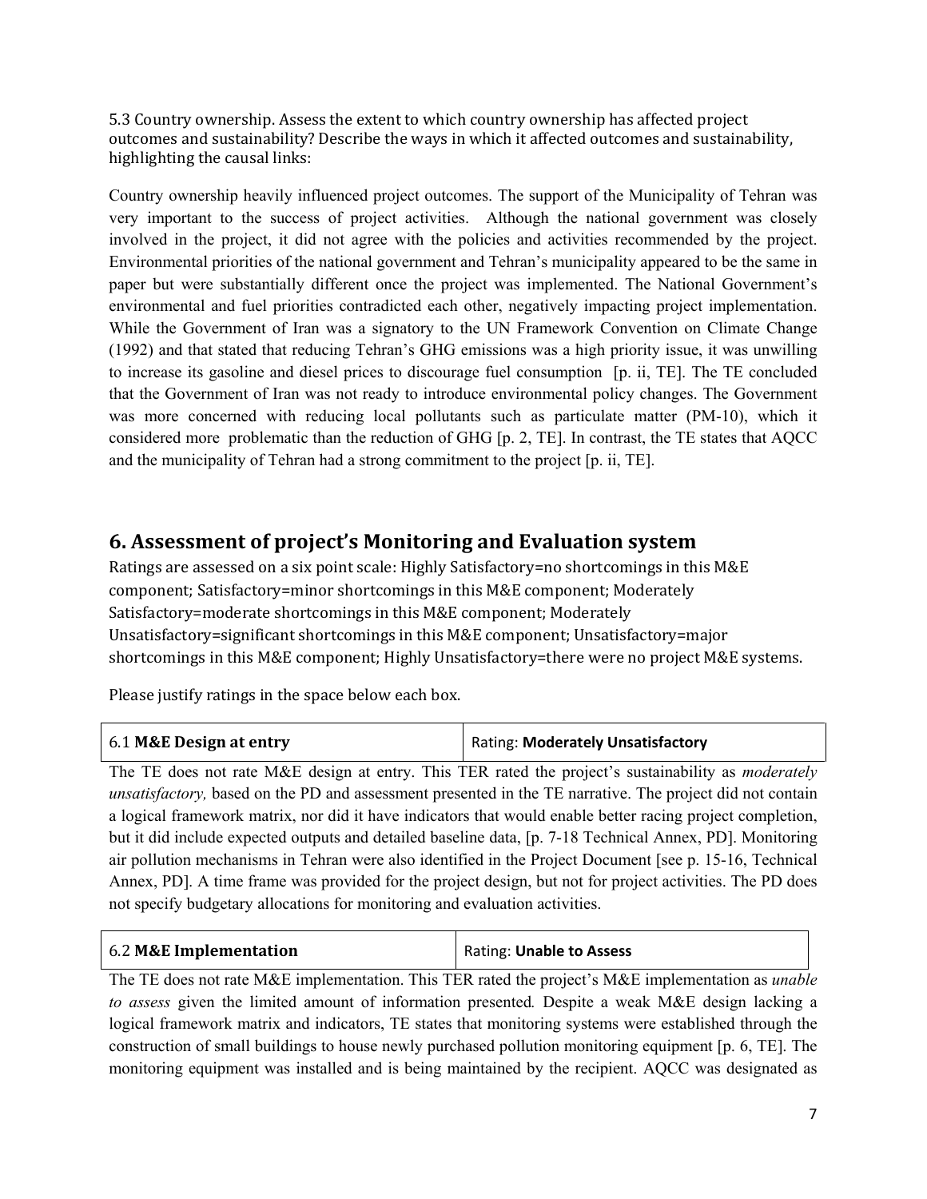5.3 Country ownership. Assess the extent to which country ownership has affected project outcomes and sustainability? Describe the ways in which it affected outcomes and sustainability, highlighting the causal links:

Country ownership heavily influenced project outcomes. The support of the Municipality of Tehran was very important to the success of project activities. Although the national government was closely involved in the project, it did not agree with the policies and activities recommended by the project. Environmental priorities of the national government and Tehran's municipality appeared to be the same in paper but were substantially different once the project was implemented. The National Government's environmental and fuel priorities contradicted each other, negatively impacting project implementation. While the Government of Iran was a signatory to the UN Framework Convention on Climate Change (1992) and that stated that reducing Tehran's GHG emissions was a high priority issue, it was unwilling to increase its gasoline and diesel prices to discourage fuel consumption [p. ii, TE]. The TE concluded that the Government of Iran was not ready to introduce environmental policy changes. The Government was more concerned with reducing local pollutants such as particulate matter (PM-10), which it considered more problematic than the reduction of GHG [p. 2, TE]. In contrast, the TE states that AQCC and the municipality of Tehran had a strong commitment to the project [p. ii, TE].

## 6. Assessment of project's Monitoring and Evaluation system

Ratings are assessed on a six point scale: Highly Satisfactory=no shortcomings in this M&E component; Satisfactory=minor shortcomings in this M&E component; Moderately Satisfactory=moderate shortcomings in this M&E component; Moderately Unsatisfactory=significant shortcomings in this M&E component; Unsatisfactory=major shortcomings in this M&E component; Highly Unsatisfactory=there were no project M&E systems.

Please justify ratings in the space below each box.

| 6.1 **M&E Design at entry** | Rating: **Moderately Unsatisfactory** |
|---|---|

The TE does not rate M&E design at entry. This TER rated the project's sustainability as *moderately unsatisfactory,* based on the PD and assessment presented in the TE narrative. The project did not contain a logical framework matrix, nor did it have indicators that would enable better racing project completion, but it did include expected outputs and detailed baseline data, [p. 7-18 Technical Annex, PD]. Monitoring air pollution mechanisms in Tehran were also identified in the Project Document [see p. 15-16, Technical Annex, PD]. A time frame was provided for the project design, but not for project activities. The PD does not specify budgetary allocations for monitoring and evaluation activities.

| 6.2 **M&E Implementation** | Rating: **Unable to Assess** |
|---|---|

The TE does not rate M&E implementation. This TER rated the project's M&E implementation as *unable to assess* given the limited amount of information presented. Despite a weak M&E design lacking a logical framework matrix and indicators, TE states that monitoring systems were established through the construction of small buildings to house newly purchased pollution monitoring equipment [p. 6, TE]. The monitoring equipment was installed and is being maintained by the recipient. AQCC was designated as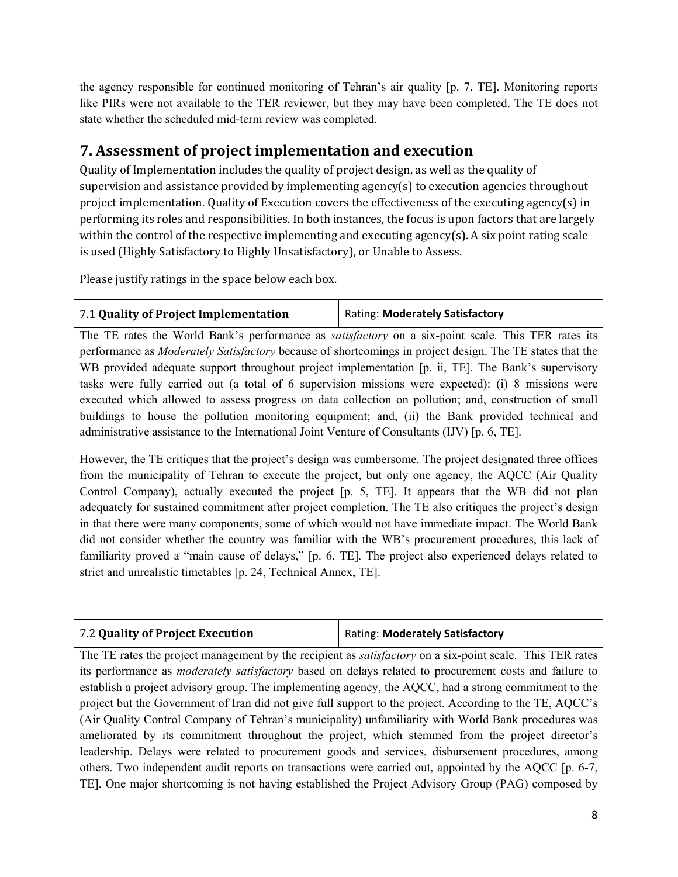the agency responsible for continued monitoring of Tehran's air quality [p. 7, TE]. Monitoring reports like PIRs were not available to the TER reviewer, but they may have been completed. The TE does not state whether the scheduled mid-term review was completed.

## 7. Assessment of project implementation and execution

Quality of Implementation includes the quality of project design, as well as the quality of supervision and assistance provided by implementing agency(s) to execution agencies throughout project implementation. Quality of Execution covers the effectiveness of the executing agency(s) in performing its roles and responsibilities. In both instances, the focus is upon factors that are largely within the control of the respective implementing and executing agency(s). A six point rating scale is used (Highly Satisfactory to Highly Unsatisfactory), or Unable to Assess.

Please justify ratings in the space below each box.

| 7.1 **Quality of Project Implementation** | Rating: **Moderately Satisfactory** |
|---|---|

The TE rates the World Bank's performance as *satisfactory* on a six-point scale. This TER rates its performance as *Moderately Satisfactory* because of shortcomings in project design. The TE states that the WB provided adequate support throughout project implementation [p. ii, TE]. The Bank's supervisory tasks were fully carried out (a total of 6 supervision missions were expected): (i) 8 missions were executed which allowed to assess progress on data collection on pollution; and, construction of small buildings to house the pollution monitoring equipment; and, (ii) the Bank provided technical and administrative assistance to the International Joint Venture of Consultants (IJV) [p. 6, TE].

However, the TE critiques that the project's design was cumbersome. The project designated three offices from the municipality of Tehran to execute the project, but only one agency, the AQCC (Air Quality Control Company), actually executed the project [p. 5, TE]. It appears that the WB did not plan adequately for sustained commitment after project completion. The TE also critiques the project's design in that there were many components, some of which would not have immediate impact. The World Bank did not consider whether the country was familiar with the WB's procurement procedures, this lack of familiarity proved a "main cause of delays," [p. 6, TE]. The project also experienced delays related to strict and unrealistic timetables [p. 24, Technical Annex, TE].

| 7.2 **Quality of Project Execution** | Rating: **Moderately Satisfactory** |
|---|---|

The TE rates the project management by the recipient as *satisfactory* on a six-point scale. This TER rates its performance as *moderately satisfactory* based on delays related to procurement costs and failure to establish a project advisory group. The implementing agency, the AQCC, had a strong commitment to the project but the Government of Iran did not give full support to the project. According to the TE, AQCC's (Air Quality Control Company of Tehran's municipality) unfamiliarity with World Bank procedures was ameliorated by its commitment throughout the project, which stemmed from the project director's leadership. Delays were related to procurement goods and services, disbursement procedures, among others. Two independent audit reports on transactions were carried out, appointed by the AQCC [p. 6-7, TE]. One major shortcoming is not having established the Project Advisory Group (PAG) composed by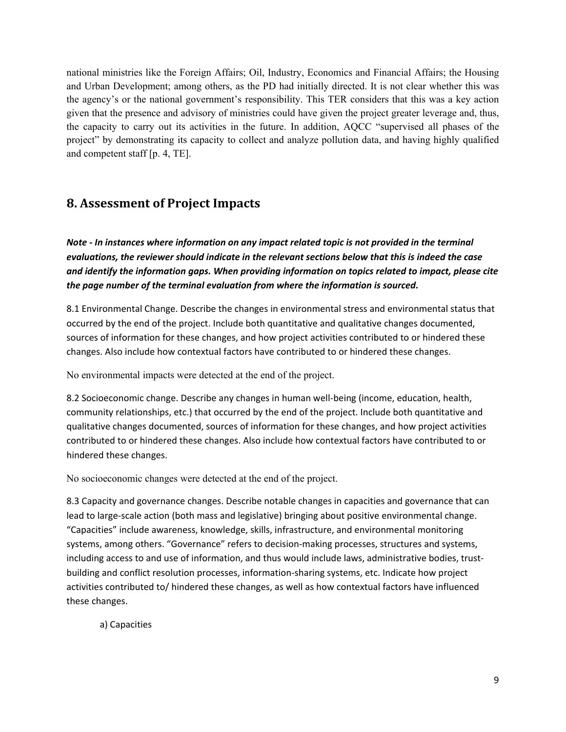national ministries like the Foreign Affairs; Oil, Industry, Economics and Financial Affairs; the Housing and Urban Development; among others, as the PD had initially directed. It is not clear whether this was the agency's or the national government's responsibility. This TER considers that this was a key action given that the presence and advisory of ministries could have given the project greater leverage and, thus, the capacity to carry out its activities in the future. In addition, AQCC "supervised all phases of the project" by demonstrating its capacity to collect and analyze pollution data, and having highly qualified and competent staff [p. 4, TE].

## 8. Assessment of Project Impacts

***Note - In instances where information on any impact related topic is not provided in the terminal evaluations, the reviewer should indicate in the relevant sections below that this is indeed the case and identify the information gaps. When providing information on topics related to impact, please cite the page number of the terminal evaluation from where the information is sourced.***

8.1 Environmental Change. Describe the changes in environmental stress and environmental status that occurred by the end of the project. Include both quantitative and qualitative changes documented, sources of information for these changes, and how project activities contributed to or hindered these changes. Also include how contextual factors have contributed to or hindered these changes.

No environmental impacts were detected at the end of the project.

8.2 Socioeconomic change. Describe any changes in human well-being (income, education, health, community relationships, etc.) that occurred by the end of the project. Include both quantitative and qualitative changes documented, sources of information for these changes, and how project activities contributed to or hindered these changes. Also include how contextual factors have contributed to or hindered these changes.

No socioeconomic changes were detected at the end of the project.

8.3 Capacity and governance changes. Describe notable changes in capacities and governance that can lead to large-scale action (both mass and legislative) bringing about positive environmental change. "Capacities" include awareness, knowledge, skills, infrastructure, and environmental monitoring systems, among others. "Governance" refers to decision-making processes, structures and systems, including access to and use of information, and thus would include laws, administrative bodies, trust-building and conflict resolution processes, information-sharing systems, etc. Indicate how project activities contributed to/ hindered these changes, as well as how contextual factors have influenced these changes.

a) Capacities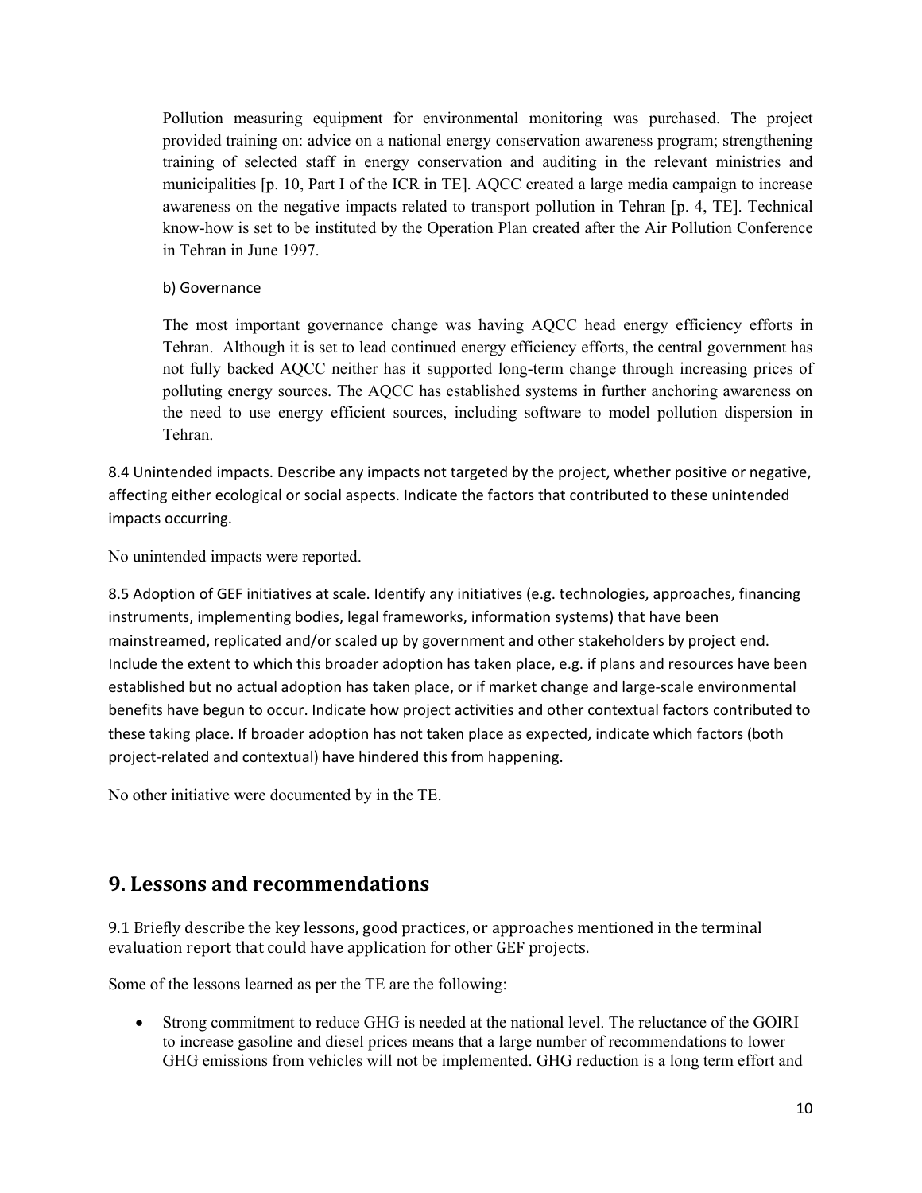Pollution measuring equipment for environmental monitoring was purchased. The project provided training on: advice on a national energy conservation awareness program; strengthening training of selected staff in energy conservation and auditing in the relevant ministries and municipalities [p. 10, Part I of the ICR in TE]. AQCC created a large media campaign to increase awareness on the negative impacts related to transport pollution in Tehran [p. 4, TE]. Technical know-how is set to be instituted by the Operation Plan created after the Air Pollution Conference in Tehran in June 1997.

b) Governance

The most important governance change was having AQCC head energy efficiency efforts in Tehran. Although it is set to lead continued energy efficiency efforts, the central government has not fully backed AQCC neither has it supported long-term change through increasing prices of polluting energy sources. The AQCC has established systems in further anchoring awareness on the need to use energy efficient sources, including software to model pollution dispersion in Tehran.

8.4 Unintended impacts. Describe any impacts not targeted by the project, whether positive or negative, affecting either ecological or social aspects. Indicate the factors that contributed to these unintended impacts occurring.

No unintended impacts were reported.

8.5 Adoption of GEF initiatives at scale. Identify any initiatives (e.g. technologies, approaches, financing instruments, implementing bodies, legal frameworks, information systems) that have been mainstreamed, replicated and/or scaled up by government and other stakeholders by project end. Include the extent to which this broader adoption has taken place, e.g. if plans and resources have been established but no actual adoption has taken place, or if market change and large-scale environmental benefits have begun to occur. Indicate how project activities and other contextual factors contributed to these taking place. If broader adoption has not taken place as expected, indicate which factors (both project-related and contextual) have hindered this from happening.

No other initiative were documented by in the TE.

## 9. Lessons and recommendations

9.1 Briefly describe the key lessons, good practices, or approaches mentioned in the terminal evaluation report that could have application for other GEF projects.

Some of the lessons learned as per the TE are the following:

- Strong commitment to reduce GHG is needed at the national level. The reluctance of the GOIRI to increase gasoline and diesel prices means that a large number of recommendations to lower GHG emissions from vehicles will not be implemented. GHG reduction is a long term effort and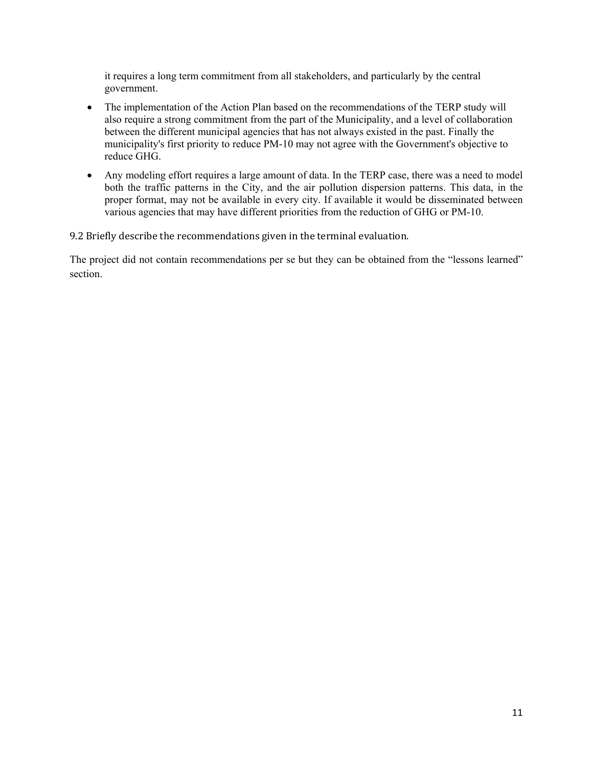it requires a long term commitment from all stakeholders, and particularly by the central government.

- The implementation of the Action Plan based on the recommendations of the TERP study will also require a strong commitment from the part of the Municipality, and a level of collaboration between the different municipal agencies that has not always existed in the past. Finally the municipality's first priority to reduce PM-10 may not agree with the Government's objective to reduce GHG.
- Any modeling effort requires a large amount of data. In the TERP case, there was a need to model both the traffic patterns in the City, and the air pollution dispersion patterns. This data, in the proper format, may not be available in every city. If available it would be disseminated between various agencies that may have different priorities from the reduction of GHG or PM-10.

9.2 Briefly describe the recommendations given in the terminal evaluation.

The project did not contain recommendations per se but they can be obtained from the "lessons learned" section.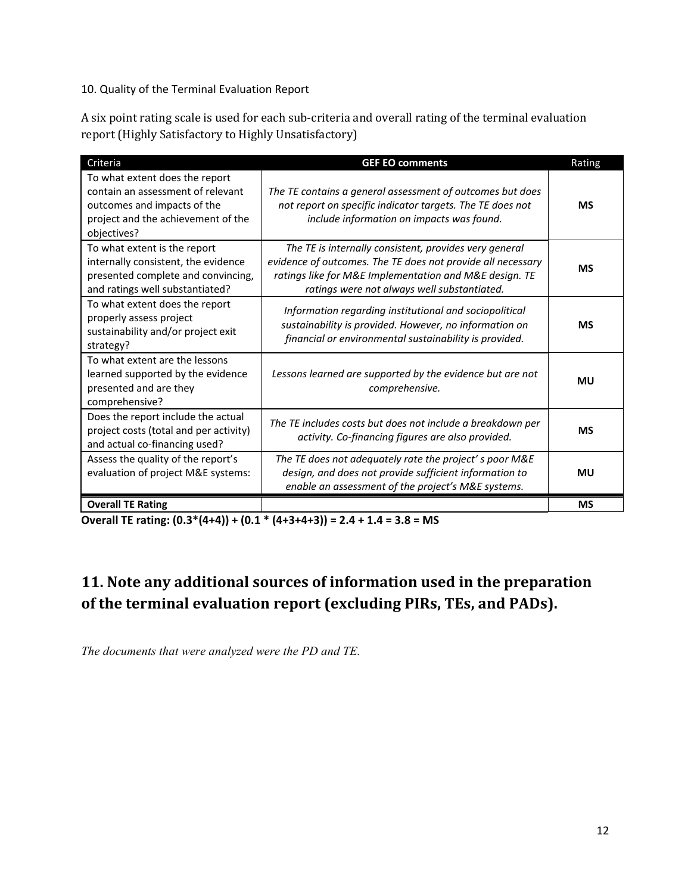10. Quality of the Terminal Evaluation Report

A six point rating scale is used for each sub-criteria and overall rating of the terminal evaluation report (Highly Satisfactory to Highly Unsatisfactory)

| Criteria | GEF EO comments | Rating |
|---|---|---|
| To what extent does the report contain an assessment of relevant outcomes and impacts of the project and the achievement of the objectives? | *The TE contains a general assessment of outcomes but does not report on specific indicator targets. The TE does not include information on impacts was found.* | **MS** |
| To what extent is the report internally consistent, the evidence presented complete and convincing, and ratings well substantiated? | *The TE is internally consistent, provides very general evidence of outcomes. The TE does not provide all necessary ratings like for M&E Implementation and M&E design. TE ratings were not always well substantiated.* | **MS** |
| To what extent does the report properly assess project sustainability and/or project exit strategy? | *Information regarding institutional and sociopolitical sustainability is provided. However, no information on financial or environmental sustainability is provided.* | **MS** |
| To what extent are the lessons learned supported by the evidence presented and are they comprehensive? | *Lessons learned are supported by the evidence but are not comprehensive.* | **MU** |
| Does the report include the actual project costs (total and per activity) and actual co-financing used? | *The TE includes costs but does not include a breakdown per activity. Co-financing figures are also provided.* | **MS** |
| Assess the quality of the report's evaluation of project M&E systems: | *The TE does not adequately rate the project' s poor M&E design, and does not provide sufficient information to enable an assessment of the project's M&E systems.* | **MU** |
| **Overall TE Rating** | | **MS** |

**Overall TE rating: (0.3*(4+4)) + (0.1 * (4+3+4+3)) = 2.4 + 1.4 = 3.8 = MS**

## 11. Note any additional sources of information used in the preparation of the terminal evaluation report (excluding PIRs, TEs, and PADs).

*The documents that were analyzed were the PD and TE.*